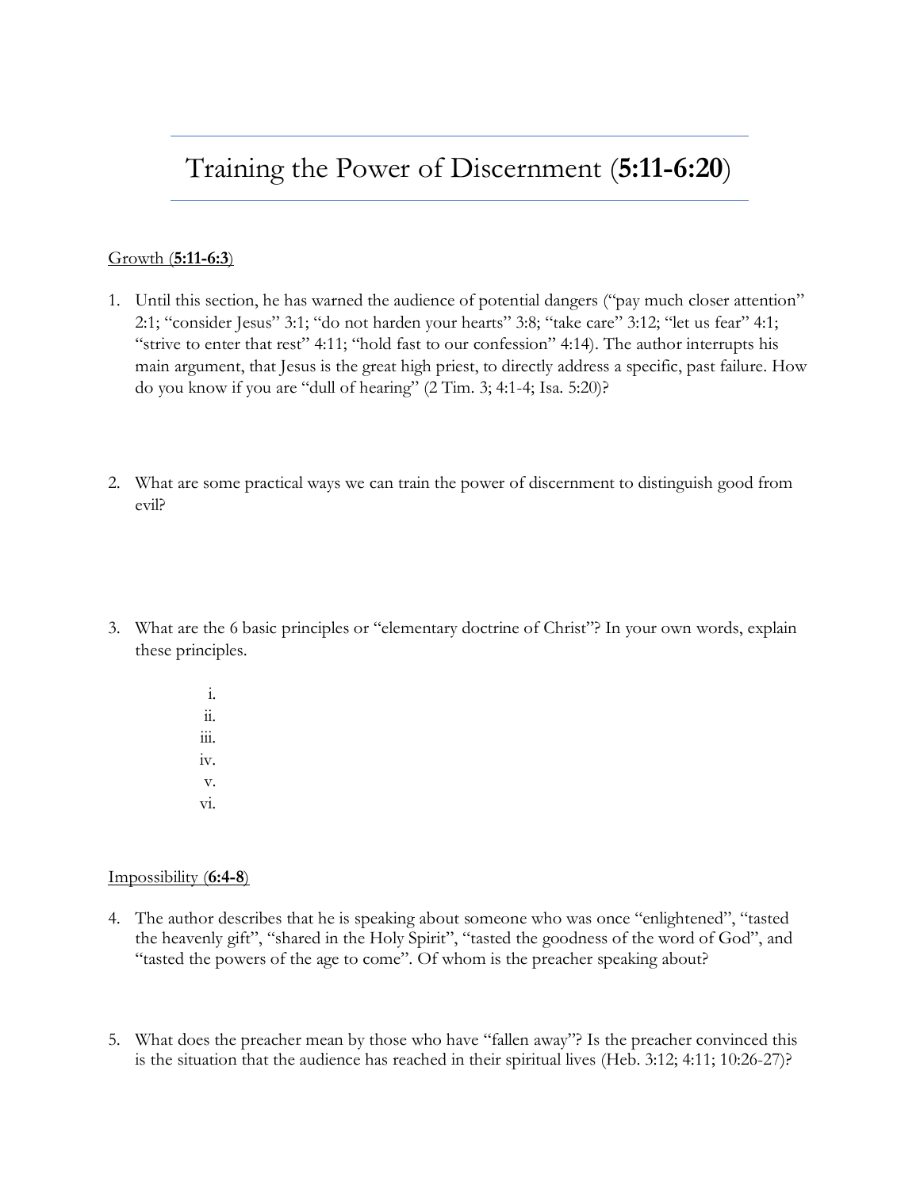# Training the Power of Discernment (**5:11-6:20**)

Growth (**5:11-6:3**)

1. Until this section, he has warned the audience of potential dangers ("pay much closer attention" 2:1; "consider Jesus" 3:1; "do not harden your hearts" 3:8; "take care" 3:12; "let us fear" 4:1; "strive to enter that rest" 4:11; "hold fast to our confession" 4:14). The author interrupts his main argument, that Jesus is the great high priest, to directly address a specific, past failure. How do you know if you are "dull of hearing" (2 Tim. 3; 4:1-4; Isa. 5:20)?

2. What are some practical ways we can train the power of discernment to distinguish good from evil?

3. What are the 6 basic principles or "elementary doctrine of Christ"? In your own words, explain these principles.

    i.
    ii.
    iii.
    iv.
    v.
    vi.

Impossibility (**6:4-8**)

4. The author describes that he is speaking about someone who was once "enlightened", "tasted the heavenly gift", "shared in the Holy Spirit", "tasted the goodness of the word of God", and "tasted the powers of the age to come". Of whom is the preacher speaking about?

5. What does the preacher mean by those who have "fallen away"? Is the preacher convinced this is the situation that the audience has reached in their spiritual lives (Heb. 3:12; 4:11; 10:26-27)?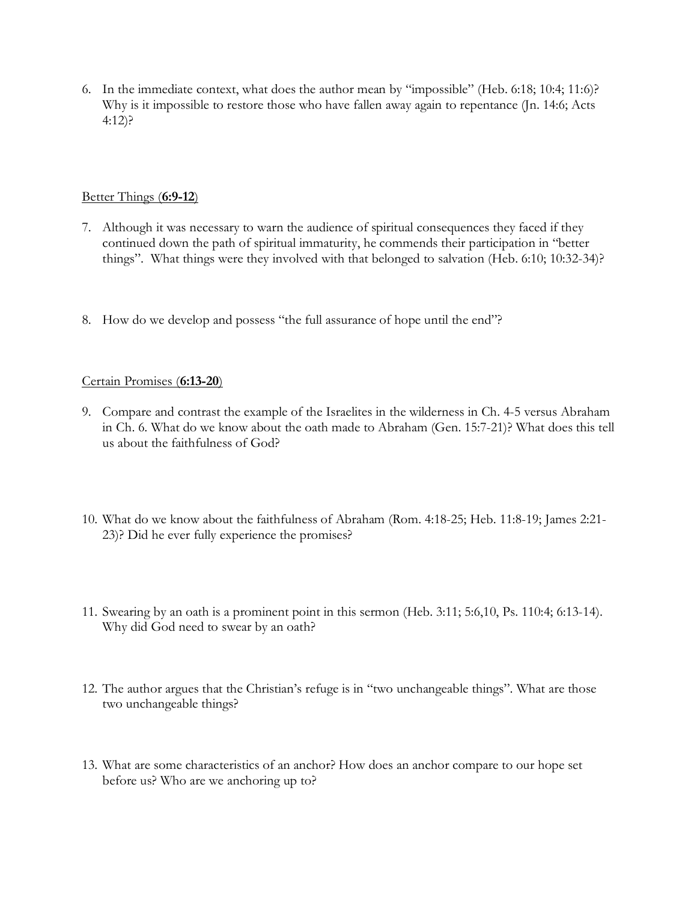6. In the immediate context, what does the author mean by "impossible" (Heb. 6:18; 10:4; 11:6)? Why is it impossible to restore those who have fallen away again to repentance (Jn. 14:6; Acts 4:12)?

<u>Better Things (**6:9-12**)</u>

7. Although it was necessary to warn the audience of spiritual consequences they faced if they continued down the path of spiritual immaturity, he commends their participation in "better things". What things were they involved with that belonged to salvation (Heb. 6:10; 10:32-34)?

8. How do we develop and possess "the full assurance of hope until the end"?

<u>Certain Promises (**6:13-20**)</u>

9. Compare and contrast the example of the Israelites in the wilderness in Ch. 4-5 versus Abraham in Ch. 6. What do we know about the oath made to Abraham (Gen. 15:7-21)? What does this tell us about the faithfulness of God?

10. What do we know about the faithfulness of Abraham (Rom. 4:18-25; Heb. 11:8-19; James 2:21-23)? Did he ever fully experience the promises?

11. Swearing by an oath is a prominent point in this sermon (Heb. 3:11; 5:6,10, Ps. 110:4; 6:13-14). Why did God need to swear by an oath?

12. The author argues that the Christian's refuge is in "two unchangeable things". What are those two unchangeable things?

13. What are some characteristics of an anchor? How does an anchor compare to our hope set before us? Who are we anchoring up to?